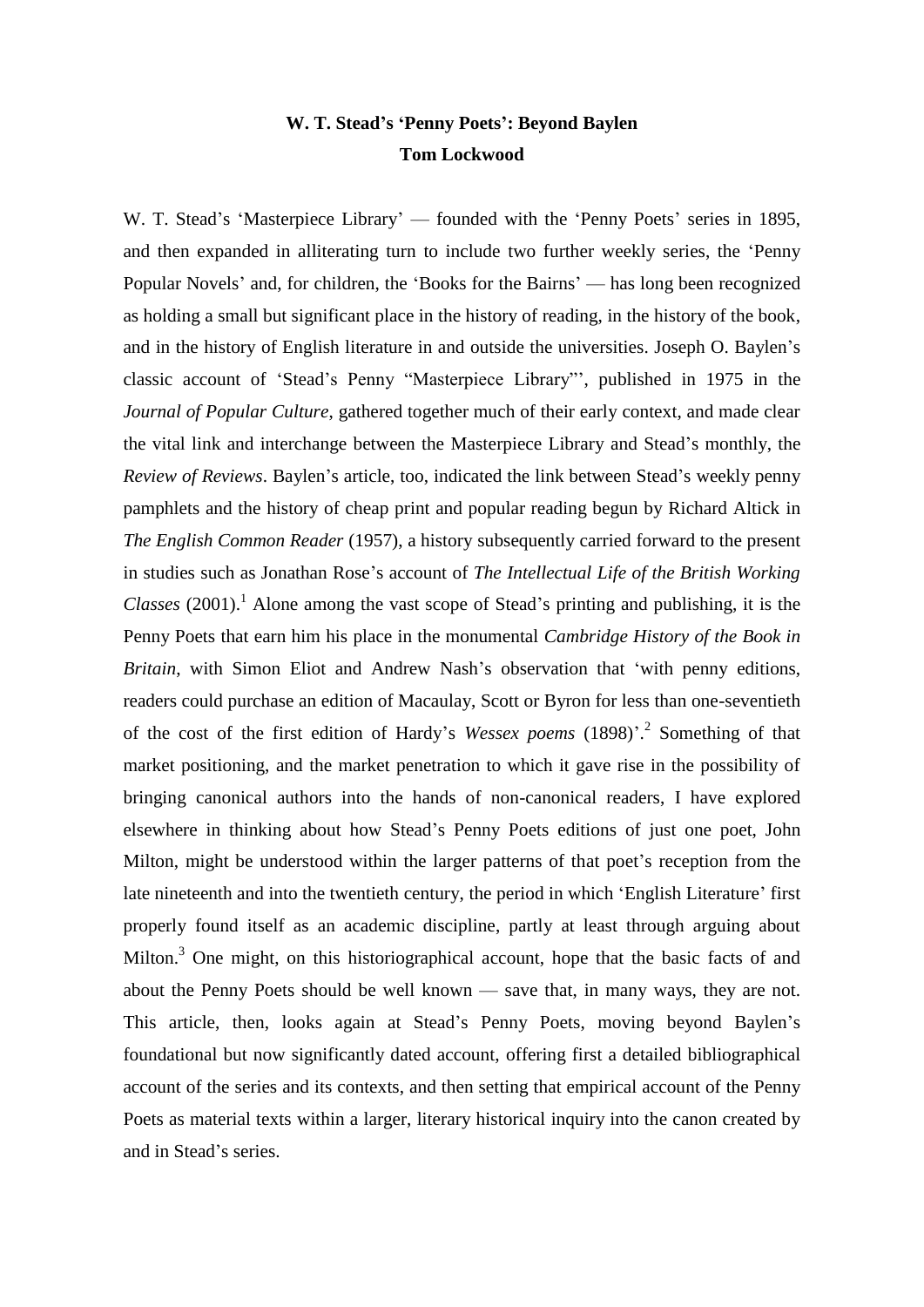# W. T. Stead's 'Penny Poets': Beyond Baylen

**Tom Lockwood**

W. T. Stead's 'Masterpiece Library' — founded with the 'Penny Poets' series in 1895, and then expanded in alliterating turn to include two further weekly series, the 'Penny Popular Novels' and, for children, the 'Books for the Bairns' — has long been recognized as holding a small but significant place in the history of reading, in the history of the book, and in the history of English literature in and outside the universities. Joseph O. Baylen's classic account of 'Stead's Penny "Masterpiece Library"', published in 1975 in the *Journal of Popular Culture*, gathered together much of their early context, and made clear the vital link and interchange between the Masterpiece Library and Stead's monthly, the *Review of Reviews*. Baylen's article, too, indicated the link between Stead's weekly penny pamphlets and the history of cheap print and popular reading begun by Richard Altick in *The English Common Reader* (1957), a history subsequently carried forward to the present in studies such as Jonathan Rose's account of *The Intellectual Life of the British Working Classes* (2001).[1] Alone among the vast scope of Stead's printing and publishing, it is the Penny Poets that earn him his place in the monumental *Cambridge History of the Book in Britain*, with Simon Eliot and Andrew Nash's observation that 'with penny editions, readers could purchase an edition of Macaulay, Scott or Byron for less than one-seventieth of the cost of the first edition of Hardy's *Wessex poems* (1898)'.[2] Something of that market positioning, and the market penetration to which it gave rise in the possibility of bringing canonical authors into the hands of non-canonical readers, I have explored elsewhere in thinking about how Stead's Penny Poets editions of just one poet, John Milton, might be understood within the larger patterns of that poet's reception from the late nineteenth and into the twentieth century, the period in which 'English Literature' first properly found itself as an academic discipline, partly at least through arguing about Milton.[3] One might, on this historiographical account, hope that the basic facts of and about the Penny Poets should be well known — save that, in many ways, they are not. This article, then, looks again at Stead's Penny Poets, moving beyond Baylen's foundational but now significantly dated account, offering first a detailed bibliographical account of the series and its contexts, and then setting that empirical account of the Penny Poets as material texts within a larger, literary historical inquiry into the canon created by and in Stead's series.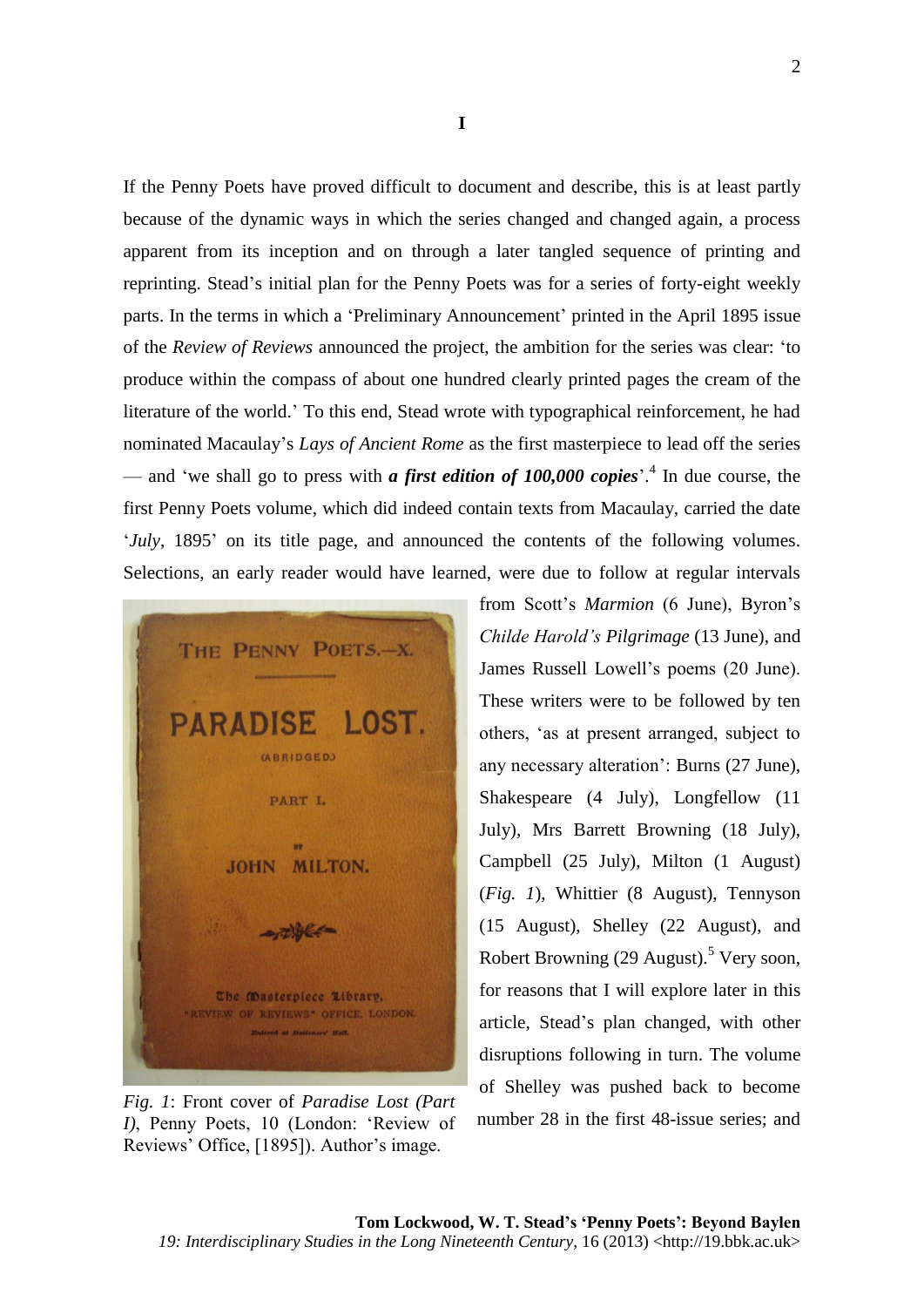# I

If the Penny Poets have proved difficult to document and describe, this is at least partly because of the dynamic ways in which the series changed and changed again, a process apparent from its inception and on through a later tangled sequence of printing and reprinting. Stead's initial plan for the Penny Poets was for a series of forty-eight weekly parts. In the terms in which a 'Preliminary Announcement' printed in the April 1895 issue of the *Review of Reviews* announced the project, the ambition for the series was clear: 'to produce within the compass of about one hundred clearly printed pages the cream of the literature of the world.' To this end, Stead wrote with typographical reinforcement, he had nominated Macaulay's *Lays of Ancient Rome* as the first masterpiece to lead off the series — and 'we shall go to press with ***a first edition of 100,000 copies***'.[4] In due course, the first Penny Poets volume, which did indeed contain texts from Macaulay, carried the date '*July*, 1895' on its title page, and announced the contents of the following volumes. Selections, an early reader would have learned, were due to follow at regular intervals from Scott's *Marmion* (6 June), Byron's *Childe Harold's Pilgrimage* (13 June), and James Russell Lowell's poems (20 June). These writers were to be followed by ten others, 'as at present arranged, subject to any necessary alteration': Burns (27 June), Shakespeare (4 July), Longfellow (11 July), Mrs Barrett Browning (18 July), Campbell (25 July), Milton (1 August) (*Fig. 1*), Whittier (8 August), Tennyson (15 August), Shelley (22 August), and Robert Browning (29 August).[5] Very soon, for reasons that I will explore later in this article, Stead's plan changed, with other disruptions following in turn. The volume of Shelley was pushed back to become number 28 in the first 48-issue series; and

*Fig. 1*: Front cover of *Paradise Lost (Part I)*, Penny Poets, 10 (London: 'Review of Reviews' Office, [1895]). Author's image.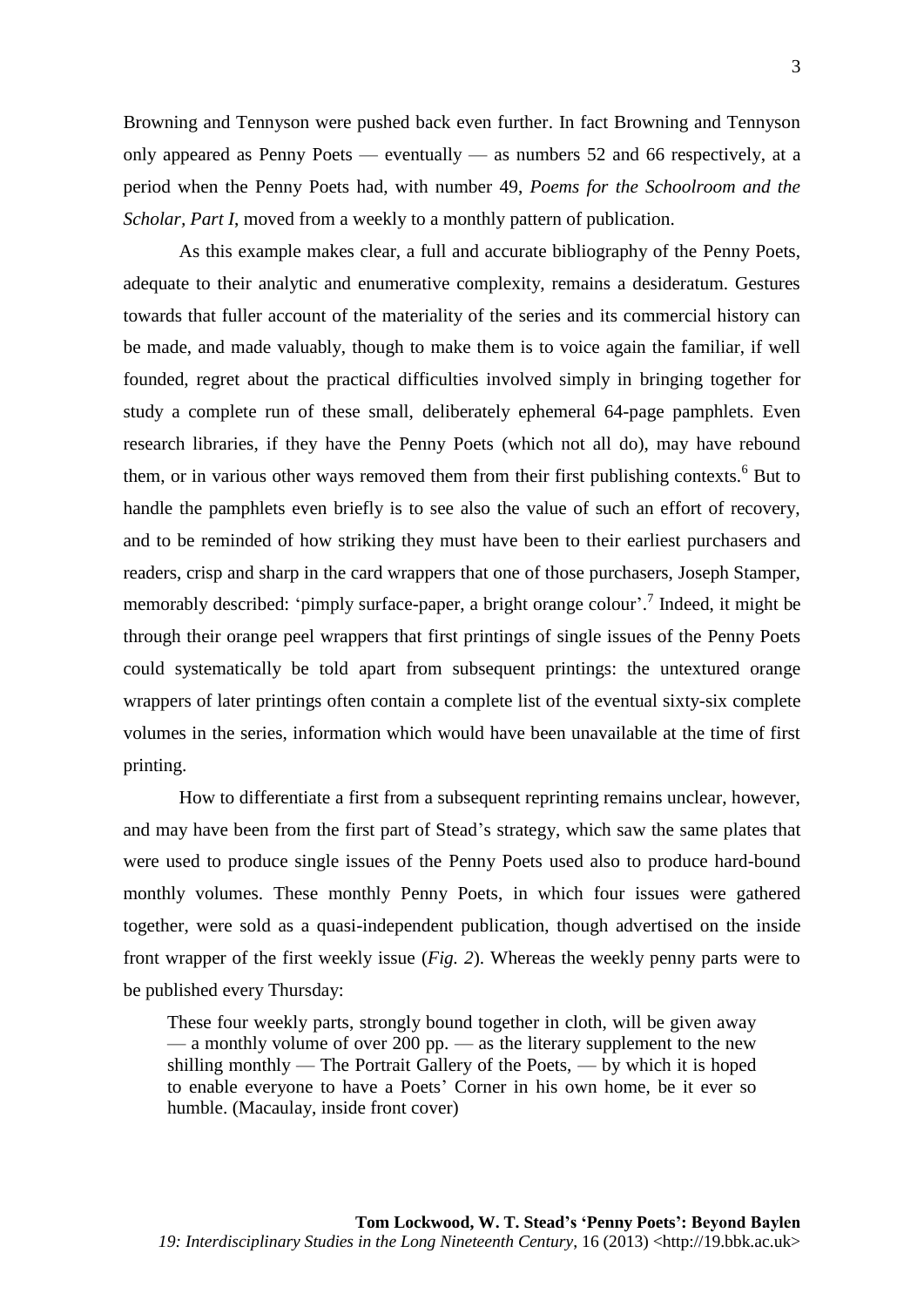Browning and Tennyson were pushed back even further. In fact Browning and Tennyson only appeared as Penny Poets — eventually — as numbers 52 and 66 respectively, at a period when the Penny Poets had, with number 49, *Poems for the Schoolroom and the Scholar, Part I*, moved from a weekly to a monthly pattern of publication.

As this example makes clear, a full and accurate bibliography of the Penny Poets, adequate to their analytic and enumerative complexity, remains a desideratum. Gestures towards that fuller account of the materiality of the series and its commercial history can be made, and made valuably, though to make them is to voice again the familiar, if well founded, regret about the practical difficulties involved simply in bringing together for study a complete run of these small, deliberately ephemeral 64-page pamphlets. Even research libraries, if they have the Penny Poets (which not all do), may have rebound them, or in various other ways removed them from their first publishing contexts.[6] But to handle the pamphlets even briefly is to see also the value of such an effort of recovery, and to be reminded of how striking they must have been to their earliest purchasers and readers, crisp and sharp in the card wrappers that one of those purchasers, Joseph Stamper, memorably described: 'pimply surface-paper, a bright orange colour'.[7] Indeed, it might be through their orange peel wrappers that first printings of single issues of the Penny Poets could systematically be told apart from subsequent printings: the untextured orange wrappers of later printings often contain a complete list of the eventual sixty-six complete volumes in the series, information which would have been unavailable at the time of first printing.

How to differentiate a first from a subsequent reprinting remains unclear, however, and may have been from the first part of Stead's strategy, which saw the same plates that were used to produce single issues of the Penny Poets used also to produce hard-bound monthly volumes. These monthly Penny Poets, in which four issues were gathered together, were sold as a quasi-independent publication, though advertised on the inside front wrapper of the first weekly issue (*Fig. 2*). Whereas the weekly penny parts were to be published every Thursday:

> These four weekly parts, strongly bound together in cloth, will be given away — a monthly volume of over 200 pp. — as the literary supplement to the new shilling monthly — The Portrait Gallery of the Poets, — by which it is hoped to enable everyone to have a Poets' Corner in his own home, be it ever so humble. (Macaulay, inside front cover)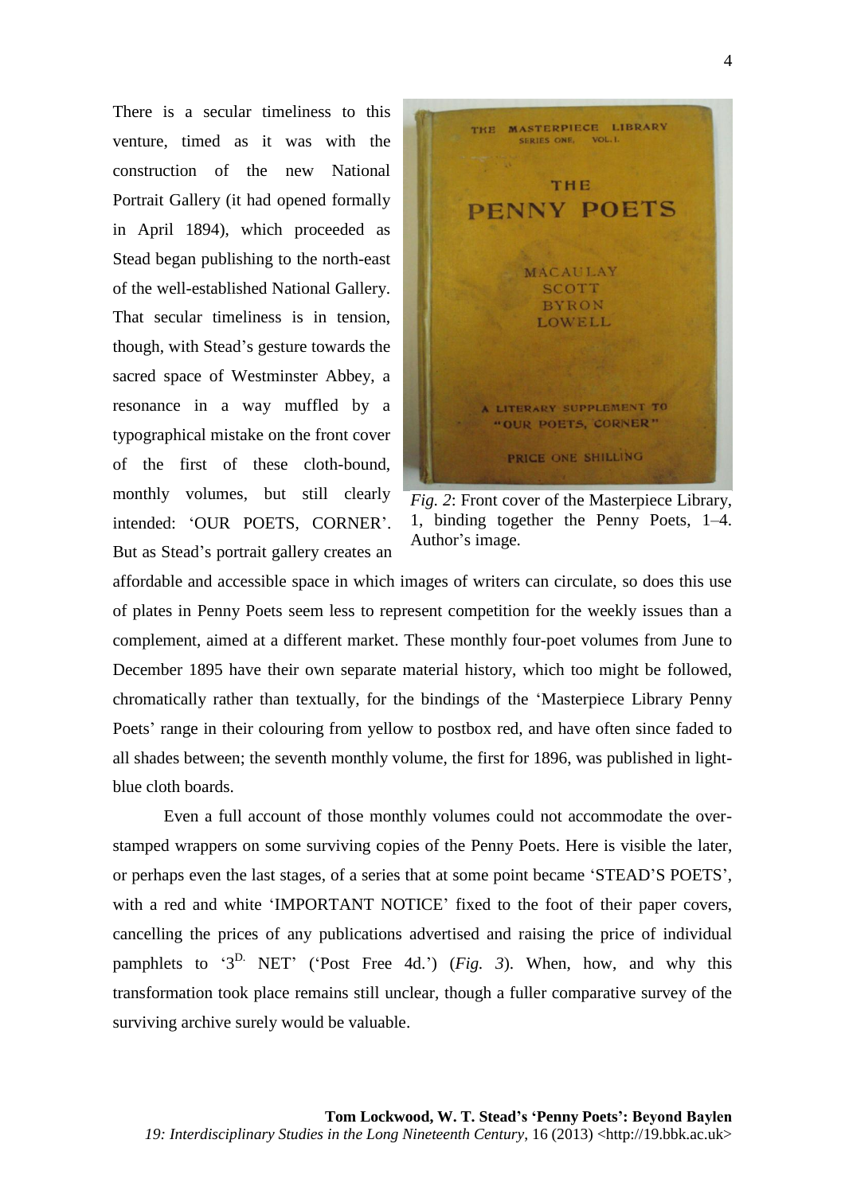There is a secular timeliness to this venture, timed as it was with the construction of the new National Portrait Gallery (it had opened formally in April 1894), which proceeded as Stead began publishing to the north-east of the well-established National Gallery. That secular timeliness is in tension, though, with Stead's gesture towards the sacred space of Westminster Abbey, a resonance in a way muffled by a typographical mistake on the front cover of the first of these cloth-bound, monthly volumes, but still clearly intended: 'OUR POETS, CORNER'. But as Stead's portrait gallery creates an affordable and accessible space in which images of writers can circulate, so does this use of plates in Penny Poets seem less to represent competition for the weekly issues than a complement, aimed at a different market. These monthly four-poet volumes from June to December 1895 have their own separate material history, which too might be followed, chromatically rather than textually, for the bindings of the 'Masterpiece Library Penny Poets' range in their colouring from yellow to postbox red, and have often since faded to all shades between; the seventh monthly volume, the first for 1896, was published in light-blue cloth boards.

*Fig. 2*: Front cover of the Masterpiece Library, 1, binding together the Penny Poets, 1–4. Author's image.

Even a full account of those monthly volumes could not accommodate the over-stamped wrappers on some surviving copies of the Penny Poets. Here is visible the later, or perhaps even the last stages, of a series that at some point became 'STEAD'S POETS', with a red and white 'IMPORTANT NOTICE' fixed to the foot of their paper covers, cancelling the prices of any publications advertised and raising the price of individual pamphlets to '3$^{\text{D.}}$ NET' ('Post Free 4d.') (*Fig. 3*). When, how, and why this transformation took place remains still unclear, though a fuller comparative survey of the surviving archive surely would be valuable.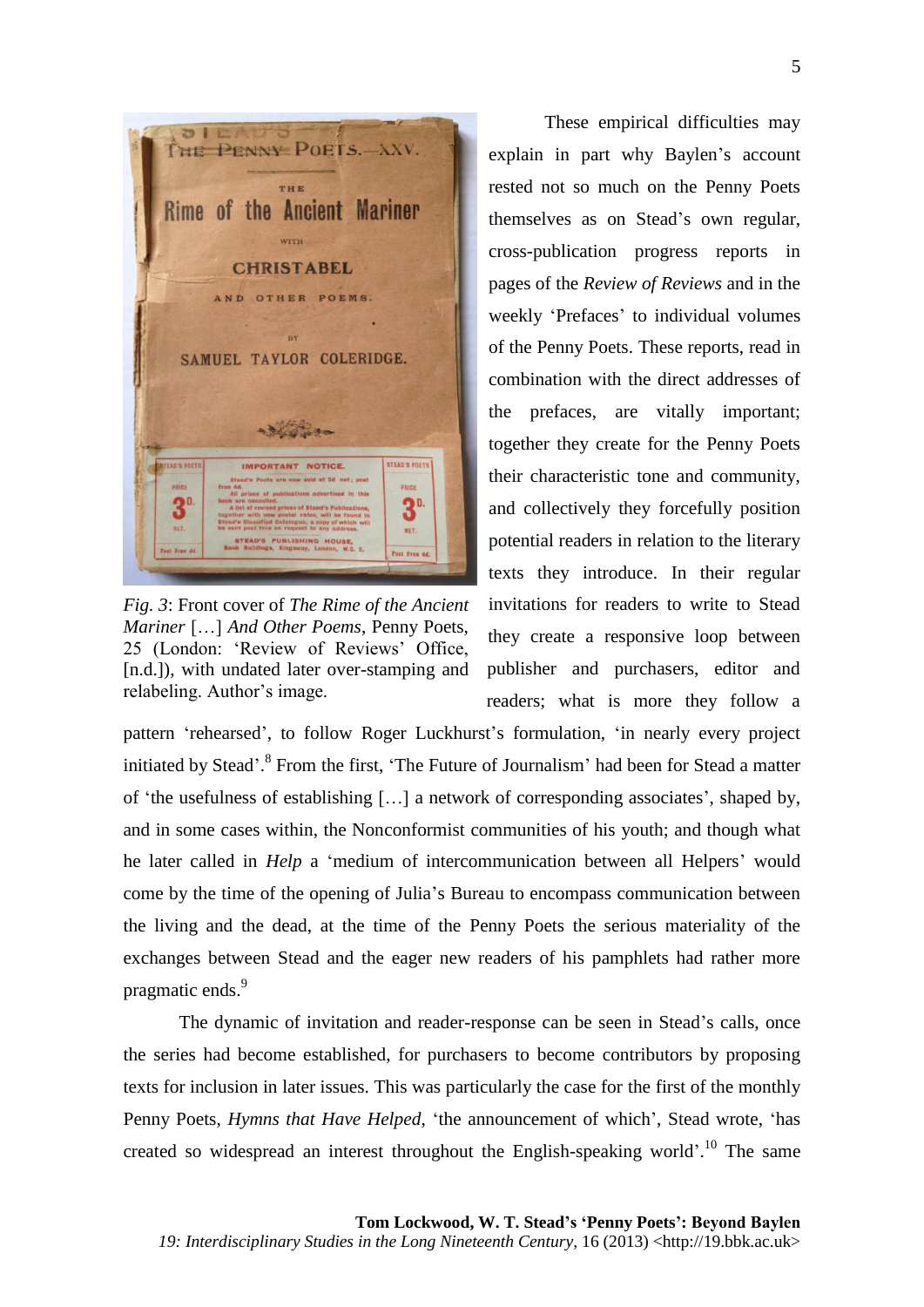*Fig. 3*: Front cover of *The Rime of the Ancient Mariner* […] *And Other Poems*, Penny Poets, 25 (London: 'Review of Reviews' Office, [n.d.]), with undated later over-stamping and relabeling. Author's image.

These empirical difficulties may explain in part why Baylen's account rested not so much on the Penny Poets themselves as on Stead's own regular, cross-publication progress reports in pages of the *Review of Reviews* and in the weekly 'Prefaces' to individual volumes of the Penny Poets. These reports, read in combination with the direct addresses of the prefaces, are vitally important; together they create for the Penny Poets their characteristic tone and community, and collectively they forcefully position potential readers in relation to the literary texts they introduce. In their regular invitations for readers to write to Stead they create a responsive loop between publisher and purchasers, editor and readers; what is more they follow a pattern 'rehearsed', to follow Roger Luckhurst's formulation, 'in nearly every project initiated by Stead'.[8] From the first, 'The Future of Journalism' had been for Stead a matter of 'the usefulness of establishing […] a network of corresponding associates', shaped by, and in some cases within, the Nonconformist communities of his youth; and though what he later called in *Help* a 'medium of intercommunication between all Helpers' would come by the time of the opening of Julia's Bureau to encompass communication between the living and the dead, at the time of the Penny Poets the serious materiality of the exchanges between Stead and the eager new readers of his pamphlets had rather more pragmatic ends.[9]

The dynamic of invitation and reader-response can be seen in Stead's calls, once the series had become established, for purchasers to become contributors by proposing texts for inclusion in later issues. This was particularly the case for the first of the monthly Penny Poets, *Hymns that Have Helped*, 'the announcement of which', Stead wrote, 'has created so widespread an interest throughout the English-speaking world'.[10] The same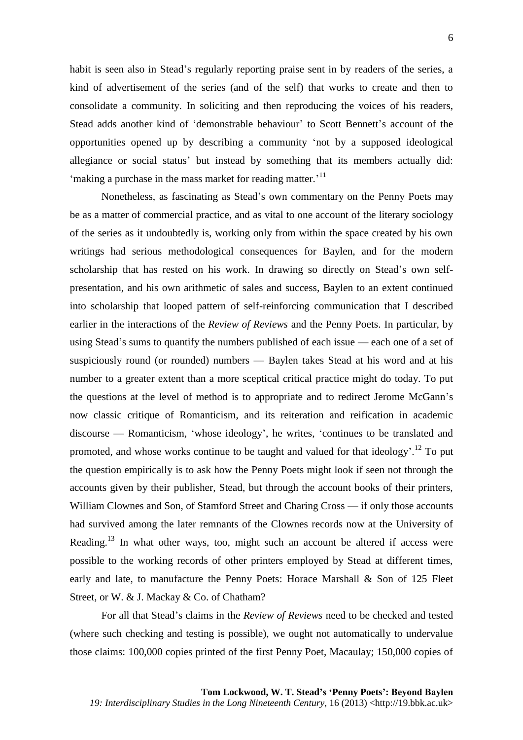habit is seen also in Stead's regularly reporting praise sent in by readers of the series, a kind of advertisement of the series (and of the self) that works to create and then to consolidate a community. In soliciting and then reproducing the voices of his readers, Stead adds another kind of 'demonstrable behaviour' to Scott Bennett's account of the opportunities opened up by describing a community 'not by a supposed ideological allegiance or social status' but instead by something that its members actually did: 'making a purchase in the mass market for reading matter.'[11]

Nonetheless, as fascinating as Stead's own commentary on the Penny Poets may be as a matter of commercial practice, and as vital to one account of the literary sociology of the series as it undoubtedly is, working only from within the space created by his own writings had serious methodological consequences for Baylen, and for the modern scholarship that has rested on his work. In drawing so directly on Stead's own self-presentation, and his own arithmetic of sales and success, Baylen to an extent continued into scholarship that looped pattern of self-reinforcing communication that I described earlier in the interactions of the *Review of Reviews* and the Penny Poets. In particular, by using Stead's sums to quantify the numbers published of each issue — each one of a set of suspiciously round (or rounded) numbers — Baylen takes Stead at his word and at his number to a greater extent than a more sceptical critical practice might do today. To put the questions at the level of method is to appropriate and to redirect Jerome McGann's now classic critique of Romanticism, and its reiteration and reification in academic discourse — Romanticism, 'whose ideology', he writes, 'continues to be translated and promoted, and whose works continue to be taught and valued for that ideology'.[12] To put the question empirically is to ask how the Penny Poets might look if seen not through the accounts given by their publisher, Stead, but through the account books of their printers, William Clownes and Son, of Stamford Street and Charing Cross — if only those accounts had survived among the later remnants of the Clownes records now at the University of Reading.[13] In what other ways, too, might such an account be altered if access were possible to the working records of other printers employed by Stead at different times, early and late, to manufacture the Penny Poets: Horace Marshall & Son of 125 Fleet Street, or W. & J. Mackay & Co. of Chatham?

For all that Stead's claims in the *Review of Reviews* need to be checked and tested (where such checking and testing is possible), we ought not automatically to undervalue those claims: 100,000 copies printed of the first Penny Poet, Macaulay; 150,000 copies of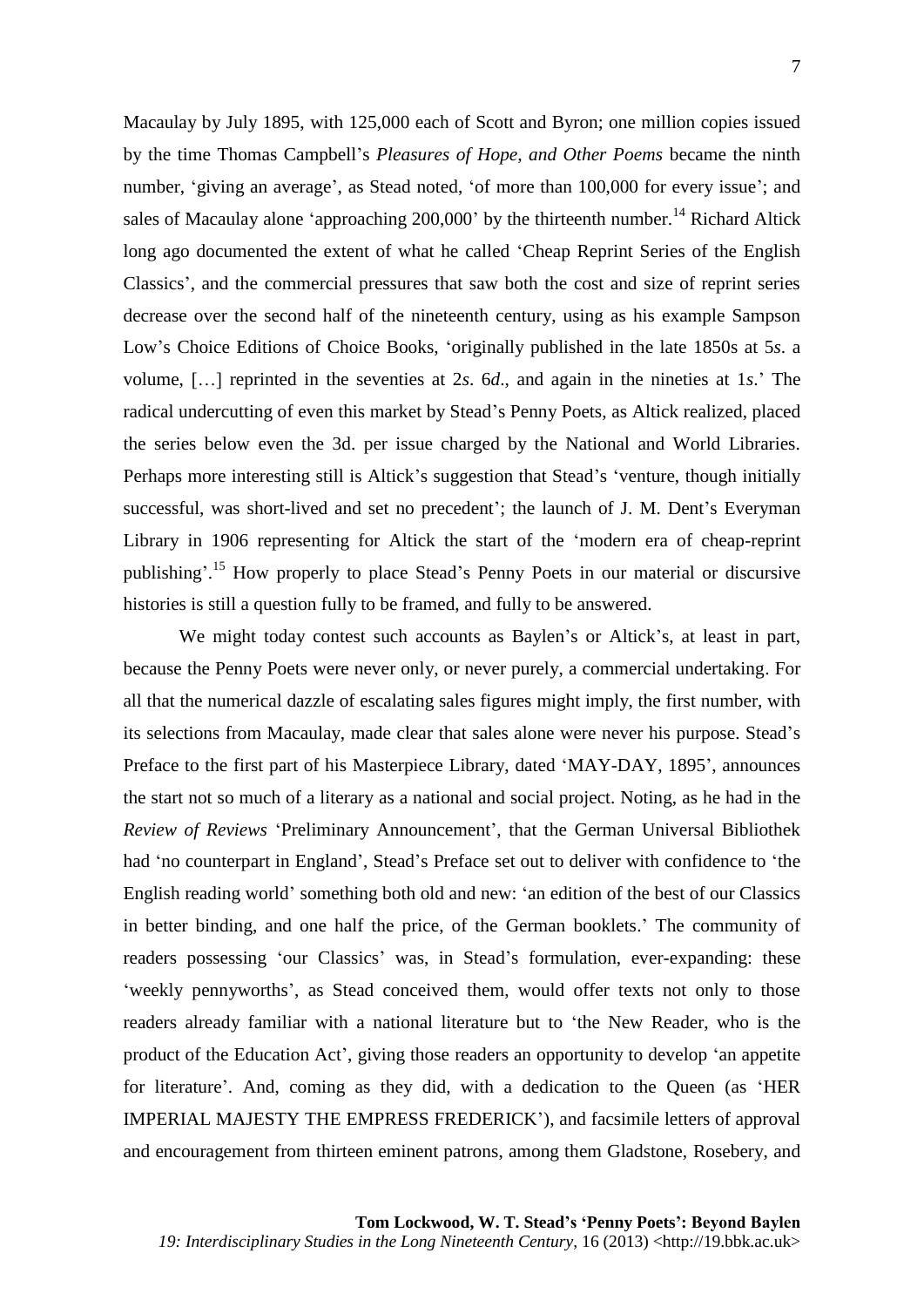Macaulay by July 1895, with 125,000 each of Scott and Byron; one million copies issued by the time Thomas Campbell's *Pleasures of Hope, and Other Poems* became the ninth number, 'giving an average', as Stead noted, 'of more than 100,000 for every issue'; and sales of Macaulay alone 'approaching 200,000' by the thirteenth number.[14] Richard Altick long ago documented the extent of what he called 'Cheap Reprint Series of the English Classics', and the commercial pressures that saw both the cost and size of reprint series decrease over the second half of the nineteenth century, using as his example Sampson Low's Choice Editions of Choice Books, 'originally published in the late 1850s at 5*s*. a volume, […] reprinted in the seventies at 2*s*. 6*d*., and again in the nineties at 1*s*.' The radical undercutting of even this market by Stead's Penny Poets, as Altick realized, placed the series below even the 3d. per issue charged by the National and World Libraries. Perhaps more interesting still is Altick's suggestion that Stead's 'venture, though initially successful, was short-lived and set no precedent'; the launch of J. M. Dent's Everyman Library in 1906 representing for Altick the start of the 'modern era of cheap-reprint publishing'.[15] How properly to place Stead's Penny Poets in our material or discursive histories is still a question fully to be framed, and fully to be answered.

We might today contest such accounts as Baylen's or Altick's, at least in part, because the Penny Poets were never only, or never purely, a commercial undertaking. For all that the numerical dazzle of escalating sales figures might imply, the first number, with its selections from Macaulay, made clear that sales alone were never his purpose. Stead's Preface to the first part of his Masterpiece Library, dated 'MAY-DAY, 1895', announces the start not so much of a literary as a national and social project. Noting, as he had in the *Review of Reviews* 'Preliminary Announcement', that the German Universal Bibliothek had 'no counterpart in England', Stead's Preface set out to deliver with confidence to 'the English reading world' something both old and new: 'an edition of the best of our Classics in better binding, and one half the price, of the German booklets.' The community of readers possessing 'our Classics' was, in Stead's formulation, ever-expanding: these 'weekly pennyworths', as Stead conceived them, would offer texts not only to those readers already familiar with a national literature but to 'the New Reader, who is the product of the Education Act', giving those readers an opportunity to develop 'an appetite for literature'. And, coming as they did, with a dedication to the Queen (as 'HER IMPERIAL MAJESTY THE EMPRESS FREDERICK'), and facsimile letters of approval and encouragement from thirteen eminent patrons, among them Gladstone, Rosebery, and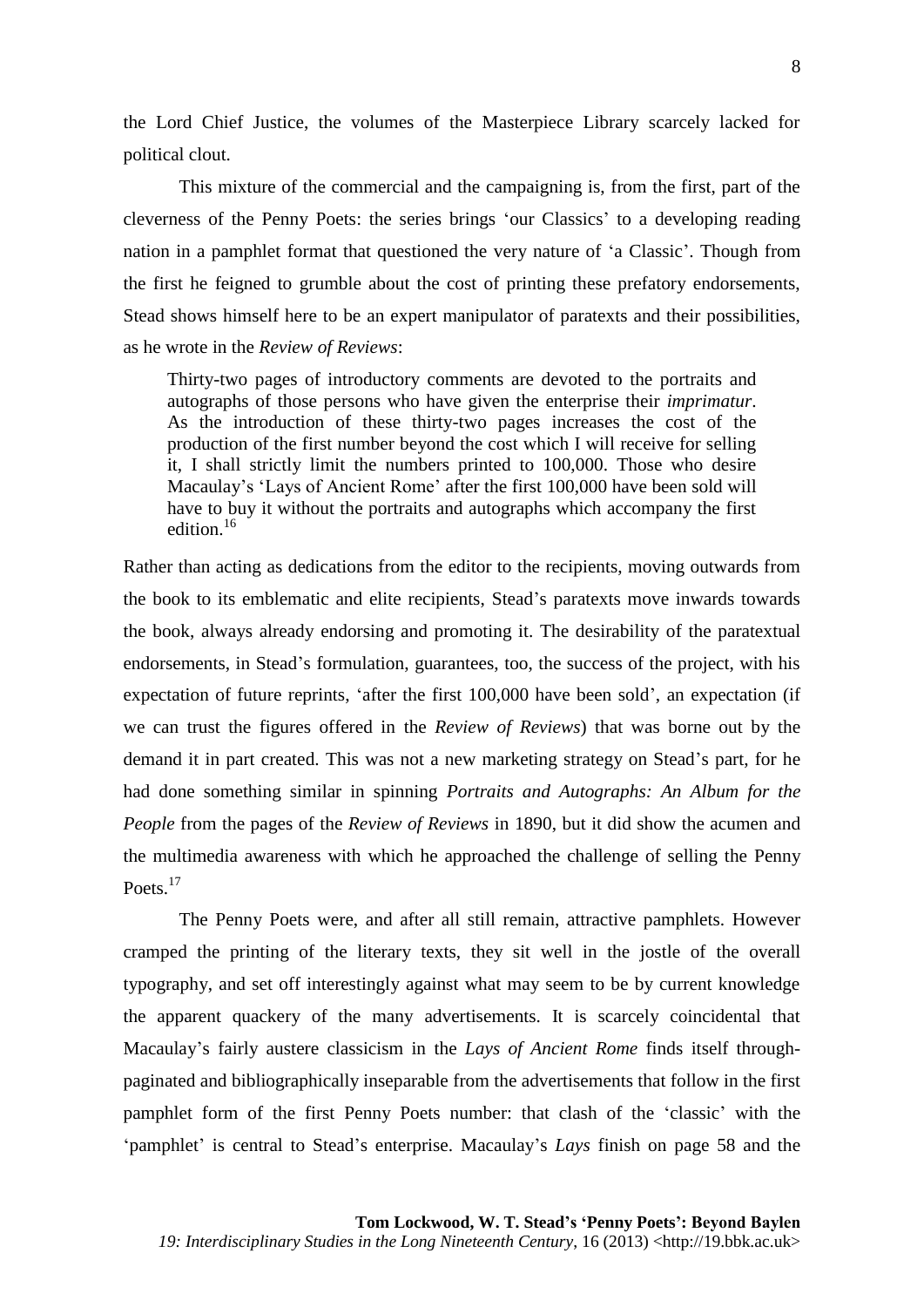the Lord Chief Justice, the volumes of the Masterpiece Library scarcely lacked for political clout.

This mixture of the commercial and the campaigning is, from the first, part of the cleverness of the Penny Poets: the series brings 'our Classics' to a developing reading nation in a pamphlet format that questioned the very nature of 'a Classic'. Though from the first he feigned to grumble about the cost of printing these prefatory endorsements, Stead shows himself here to be an expert manipulator of paratexts and their possibilities, as he wrote in the *Review of Reviews*:

> Thirty-two pages of introductory comments are devoted to the portraits and autographs of those persons who have given the enterprise their *imprimatur*. As the introduction of these thirty-two pages increases the cost of the production of the first number beyond the cost which I will receive for selling it, I shall strictly limit the numbers printed to 100,000. Those who desire Macaulay's 'Lays of Ancient Rome' after the first 100,000 have been sold will have to buy it without the portraits and autographs which accompany the first edition.[16]

Rather than acting as dedications from the editor to the recipients, moving outwards from the book to its emblematic and elite recipients, Stead's paratexts move inwards towards the book, always already endorsing and promoting it. The desirability of the paratextual endorsements, in Stead's formulation, guarantees, too, the success of the project, with his expectation of future reprints, 'after the first 100,000 have been sold', an expectation (if we can trust the figures offered in the *Review of Reviews*) that was borne out by the demand it in part created. This was not a new marketing strategy on Stead's part, for he had done something similar in spinning *Portraits and Autographs: An Album for the People* from the pages of the *Review of Reviews* in 1890, but it did show the acumen and the multimedia awareness with which he approached the challenge of selling the Penny Poets.[17]

The Penny Poets were, and after all still remain, attractive pamphlets. However cramped the printing of the literary texts, they sit well in the jostle of the overall typography, and set off interestingly against what may seem to be by current knowledge the apparent quackery of the many advertisements. It is scarcely coincidental that Macaulay's fairly austere classicism in the *Lays of Ancient Rome* finds itself through-paginated and bibliographically inseparable from the advertisements that follow in the first pamphlet form of the first Penny Poets number: that clash of the 'classic' with the 'pamphlet' is central to Stead's enterprise. Macaulay's *Lays* finish on page 58 and the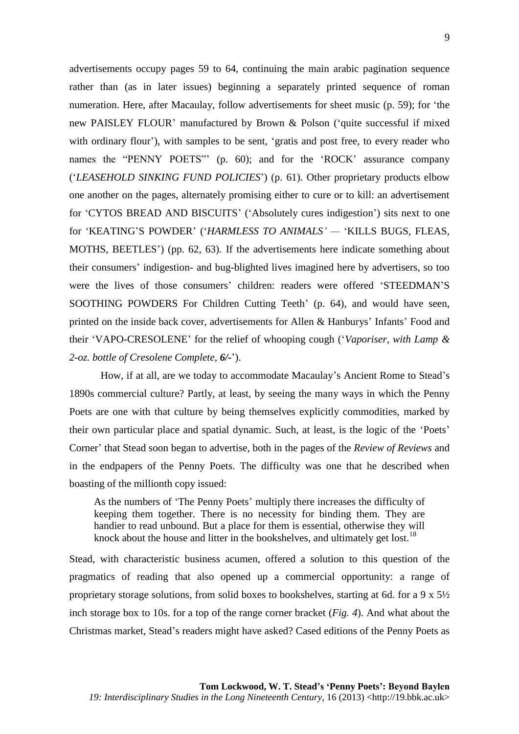advertisements occupy pages 59 to 64, continuing the main arabic pagination sequence rather than (as in later issues) beginning a separately printed sequence of roman numeration. Here, after Macaulay, follow advertisements for sheet music (p. 59); for 'the new PAISLEY FLOUR' manufactured by Brown & Polson ('quite successful if mixed with ordinary flour'), with samples to be sent, 'gratis and post free, to every reader who names the "PENNY POETS"' (p. 60); and for the 'ROCK' assurance company ('*LEASEHOLD SINKING FUND POLICIES*') (p. 61). Other proprietary products elbow one another on the pages, alternately promising either to cure or to kill: an advertisement for 'CYTOS BREAD AND BISCUITS' ('Absolutely cures indigestion') sits next to one for 'KEATING'S POWDER' ('*HARMLESS TO ANIMALS'* — 'KILLS BUGS, FLEAS, MOTHS, BEETLES') (pp. 62, 63). If the advertisements here indicate something about their consumers' indigestion- and bug-blighted lives imagined here by advertisers, so too were the lives of those consumers' children: readers were offered 'STEEDMAN'S SOOTHING POWDERS For Children Cutting Teeth' (p. 64), and would have seen, printed on the inside back cover, advertisements for Allen & Hanburys' Infants' Food and their 'VAPO-CRESOLENE' for the relief of whooping cough ('*Vaporiser, with Lamp & 2-oz. bottle of Cresolene Complete, **6/-***').

How, if at all, are we today to accommodate Macaulay's Ancient Rome to Stead's 1890s commercial culture? Partly, at least, by seeing the many ways in which the Penny Poets are one with that culture by being themselves explicitly commodities, marked by their own particular place and spatial dynamic. Such, at least, is the logic of the 'Poets' Corner' that Stead soon began to advertise, both in the pages of the *Review of Reviews* and in the endpapers of the Penny Poets. The difficulty was one that he described when boasting of the millionth copy issued:

> As the numbers of 'The Penny Poets' multiply there increases the difficulty of keeping them together. There is no necessity for binding them. They are handier to read unbound. But a place for them is essential, otherwise they will knock about the house and litter in the bookshelves, and ultimately get lost.[18]

Stead, with characteristic business acumen, offered a solution to this question of the pragmatics of reading that also opened up a commercial opportunity: a range of proprietary storage solutions, from solid boxes to bookshelves, starting at 6d. for a 9 x 5½ inch storage box to 10s. for a top of the range corner bracket (*Fig. 4*). And what about the Christmas market, Stead's readers might have asked? Cased editions of the Penny Poets as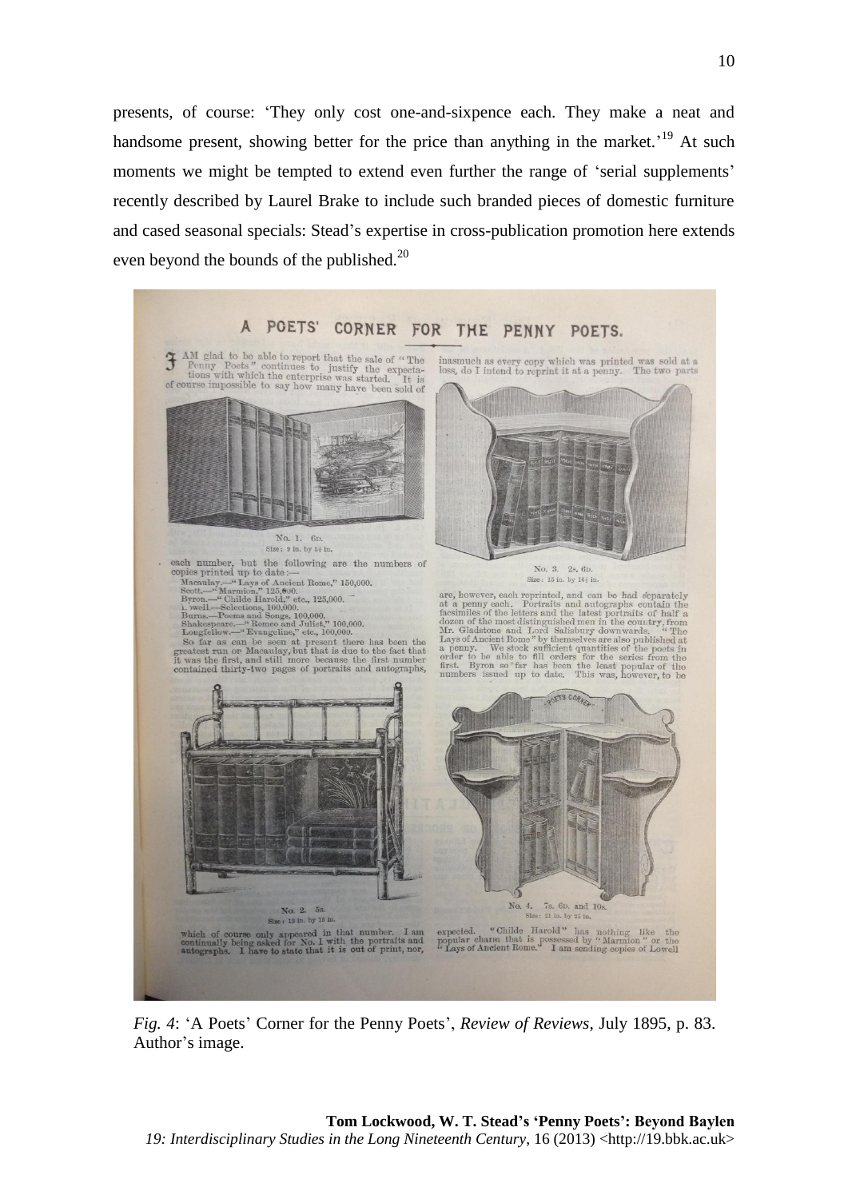presents, of course: 'They only cost one-and-sixpence each. They make a neat and handsome present, showing better for the price than anything in the market.'[19] At such moments we might be tempted to extend even further the range of 'serial supplements' recently described by Laurel Brake to include such branded pieces of domestic furniture and cased seasonal specials: Stead's expertise in cross-publication promotion here extends even beyond the bounds of the published.[20]

*Fig. 4*: 'A Poets' Corner for the Penny Poets', *Review of Reviews*, July 1895, p. 83. Author's image.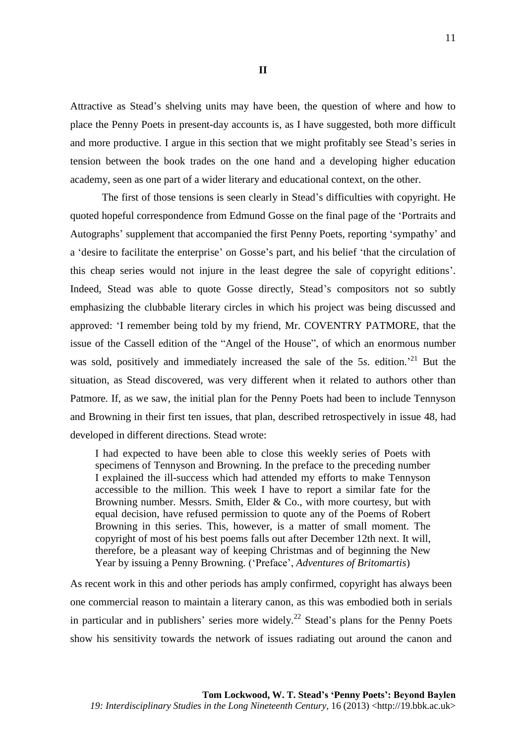## II

Attractive as Stead's shelving units may have been, the question of where and how to place the Penny Poets in present-day accounts is, as I have suggested, both more difficult and more productive. I argue in this section that we might profitably see Stead's series in tension between the book trades on the one hand and a developing higher education academy, seen as one part of a wider literary and educational context, on the other.

The first of those tensions is seen clearly in Stead's difficulties with copyright. He quoted hopeful correspondence from Edmund Gosse on the final page of the 'Portraits and Autographs' supplement that accompanied the first Penny Poets, reporting 'sympathy' and a 'desire to facilitate the enterprise' on Gosse's part, and his belief 'that the circulation of this cheap series would not injure in the least degree the sale of copyright editions'. Indeed, Stead was able to quote Gosse directly, Stead's compositors not so subtly emphasizing the clubbable literary circles in which his project was being discussed and approved: 'I remember being told by my friend, Mr. COVENTRY PATMORE, that the issue of the Cassell edition of the "Angel of the House", of which an enormous number was sold, positively and immediately increased the sale of the 5*s*. edition.'[21] But the situation, as Stead discovered, was very different when it related to authors other than Patmore. If, as we saw, the initial plan for the Penny Poets had been to include Tennyson and Browning in their first ten issues, that plan, described retrospectively in issue 48, had developed in different directions. Stead wrote:

> I had expected to have been able to close this weekly series of Poets with specimens of Tennyson and Browning. In the preface to the preceding number I explained the ill-success which had attended my efforts to make Tennyson accessible to the million. This week I have to report a similar fate for the Browning number. Messrs. Smith, Elder & Co., with more courtesy, but with equal decision, have refused permission to quote any of the Poems of Robert Browning in this series. This, however, is a matter of small moment. The copyright of most of his best poems falls out after December 12th next. It will, therefore, be a pleasant way of keeping Christmas and of beginning the New Year by issuing a Penny Browning. ('Preface', *Adventures of Britomartis*)

As recent work in this and other periods has amply confirmed, copyright has always been one commercial reason to maintain a literary canon, as this was embodied both in serials in particular and in publishers' series more widely.[22] Stead's plans for the Penny Poets show his sensitivity towards the network of issues radiating out around the canon and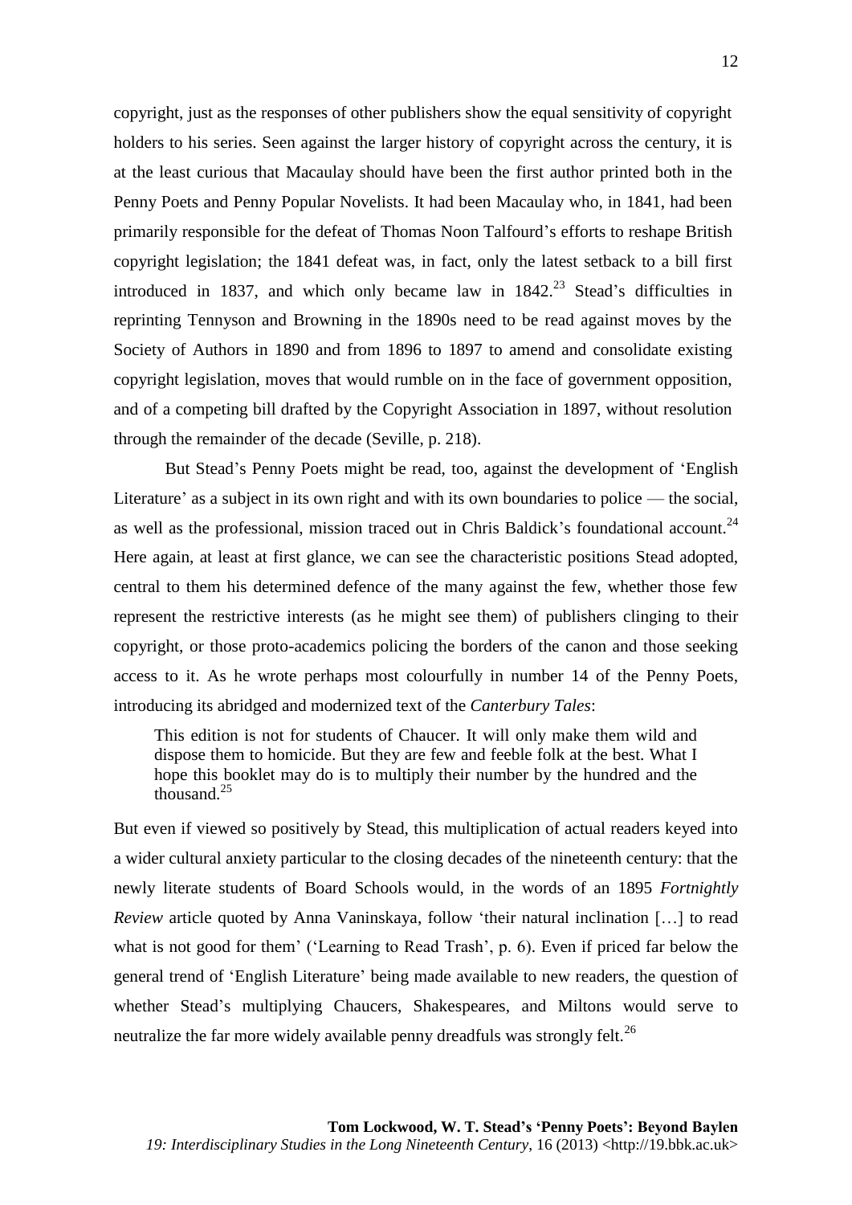copyright, just as the responses of other publishers show the equal sensitivity of copyright holders to his series. Seen against the larger history of copyright across the century, it is at the least curious that Macaulay should have been the first author printed both in the Penny Poets and Penny Popular Novelists. It had been Macaulay who, in 1841, had been primarily responsible for the defeat of Thomas Noon Talfourd's efforts to reshape British copyright legislation; the 1841 defeat was, in fact, only the latest setback to a bill first introduced in 1837, and which only became law in 1842.[23] Stead's difficulties in reprinting Tennyson and Browning in the 1890s need to be read against moves by the Society of Authors in 1890 and from 1896 to 1897 to amend and consolidate existing copyright legislation, moves that would rumble on in the face of government opposition, and of a competing bill drafted by the Copyright Association in 1897, without resolution through the remainder of the decade (Seville, p. 218).

But Stead's Penny Poets might be read, too, against the development of 'English Literature' as a subject in its own right and with its own boundaries to police — the social, as well as the professional, mission traced out in Chris Baldick's foundational account.[24] Here again, at least at first glance, we can see the characteristic positions Stead adopted, central to them his determined defence of the many against the few, whether those few represent the restrictive interests (as he might see them) of publishers clinging to their copyright, or those proto-academics policing the borders of the canon and those seeking access to it. As he wrote perhaps most colourfully in number 14 of the Penny Poets, introducing its abridged and modernized text of the *Canterbury Tales*:

> This edition is not for students of Chaucer. It will only make them wild and dispose them to homicide. But they are few and feeble folk at the best. What I hope this booklet may do is to multiply their number by the hundred and the thousand.[25]

But even if viewed so positively by Stead, this multiplication of actual readers keyed into a wider cultural anxiety particular to the closing decades of the nineteenth century: that the newly literate students of Board Schools would, in the words of an 1895 *Fortnightly Review* article quoted by Anna Vaninskaya, follow 'their natural inclination […] to read what is not good for them' ('Learning to Read Trash', p. 6). Even if priced far below the general trend of 'English Literature' being made available to new readers, the question of whether Stead's multiplying Chaucers, Shakespeares, and Miltons would serve to neutralize the far more widely available penny dreadfuls was strongly felt.[26]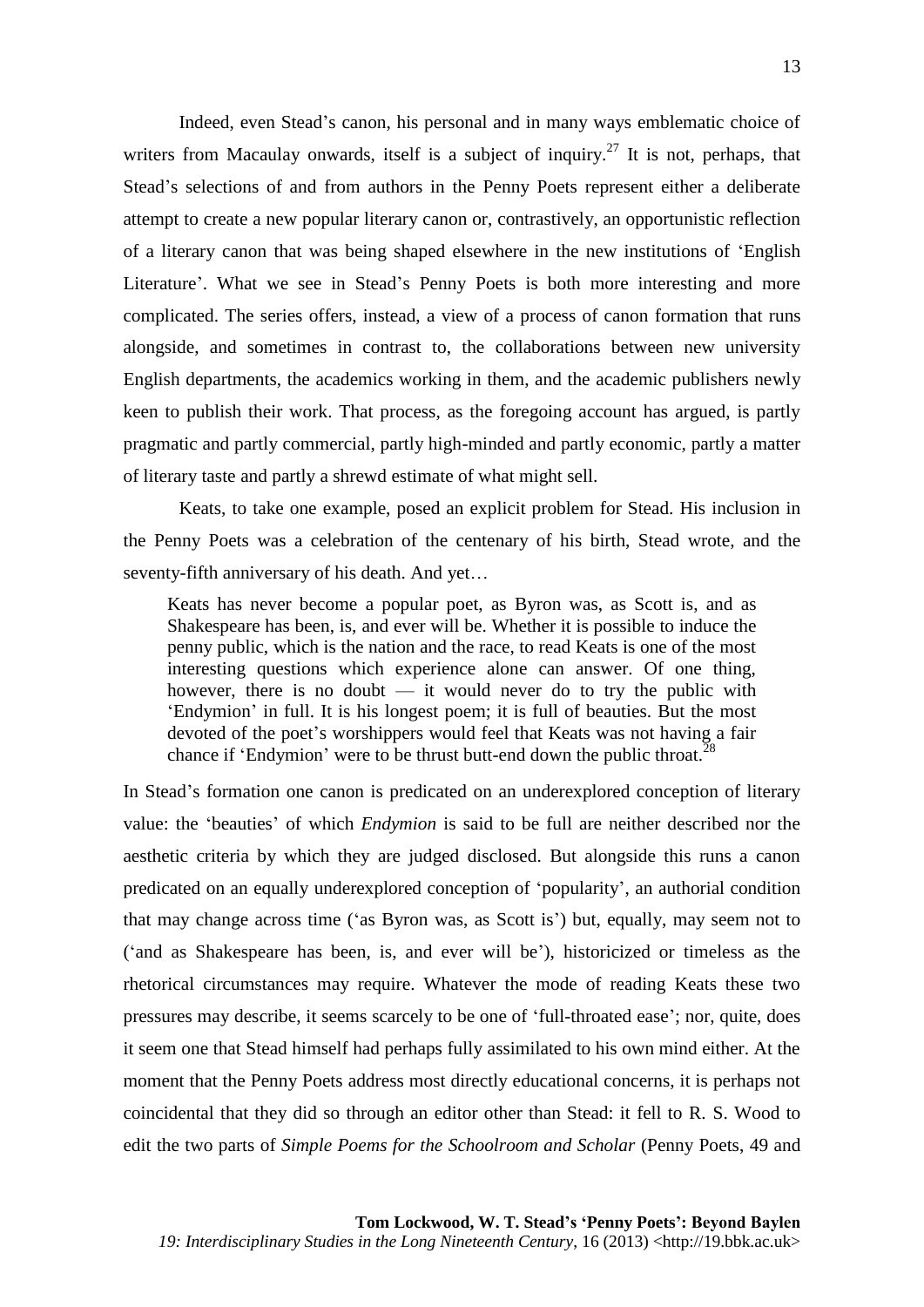Indeed, even Stead's canon, his personal and in many ways emblematic choice of writers from Macaulay onwards, itself is a subject of inquiry.[27] It is not, perhaps, that Stead's selections of and from authors in the Penny Poets represent either a deliberate attempt to create a new popular literary canon or, contrastively, an opportunistic reflection of a literary canon that was being shaped elsewhere in the new institutions of 'English Literature'. What we see in Stead's Penny Poets is both more interesting and more complicated. The series offers, instead, a view of a process of canon formation that runs alongside, and sometimes in contrast to, the collaborations between new university English departments, the academics working in them, and the academic publishers newly keen to publish their work. That process, as the foregoing account has argued, is partly pragmatic and partly commercial, partly high-minded and partly economic, partly a matter of literary taste and partly a shrewd estimate of what might sell.

Keats, to take one example, posed an explicit problem for Stead. His inclusion in the Penny Poets was a celebration of the centenary of his birth, Stead wrote, and the seventy-fifth anniversary of his death. And yet…

> Keats has never become a popular poet, as Byron was, as Scott is, and as Shakespeare has been, is, and ever will be. Whether it is possible to induce the penny public, which is the nation and the race, to read Keats is one of the most interesting questions which experience alone can answer. Of one thing, however, there is no doubt — it would never do to try the public with 'Endymion' in full. It is his longest poem; it is full of beauties. But the most devoted of the poet's worshippers would feel that Keats was not having a fair chance if 'Endymion' were to be thrust butt-end down the public throat.[28]

In Stead's formation one canon is predicated on an underexplored conception of literary value: the 'beauties' of which *Endymion* is said to be full are neither described nor the aesthetic criteria by which they are judged disclosed. But alongside this runs a canon predicated on an equally underexplored conception of 'popularity', an authorial condition that may change across time ('as Byron was, as Scott is') but, equally, may seem not to ('and as Shakespeare has been, is, and ever will be'), historicized or timeless as the rhetorical circumstances may require. Whatever the mode of reading Keats these two pressures may describe, it seems scarcely to be one of 'full-throated ease'; nor, quite, does it seem one that Stead himself had perhaps fully assimilated to his own mind either. At the moment that the Penny Poets address most directly educational concerns, it is perhaps not coincidental that they did so through an editor other than Stead: it fell to R. S. Wood to edit the two parts of *Simple Poems for the Schoolroom and Scholar* (Penny Poets, 49 and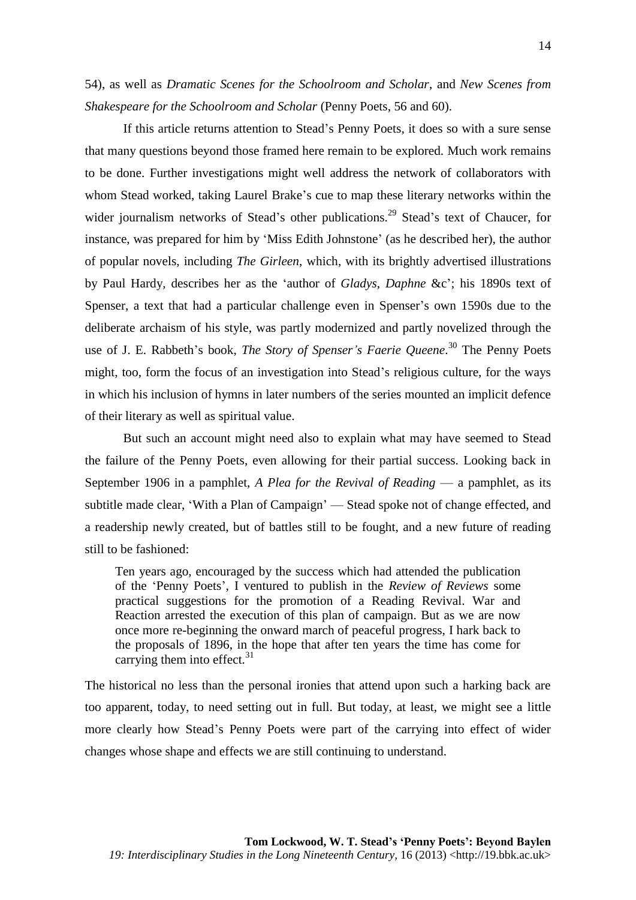54), as well as *Dramatic Scenes for the Schoolroom and Scholar*, and *New Scenes from Shakespeare for the Schoolroom and Scholar* (Penny Poets, 56 and 60).

If this article returns attention to Stead's Penny Poets, it does so with a sure sense that many questions beyond those framed here remain to be explored. Much work remains to be done. Further investigations might well address the network of collaborators with whom Stead worked, taking Laurel Brake's cue to map these literary networks within the wider journalism networks of Stead's other publications.[29] Stead's text of Chaucer, for instance, was prepared for him by 'Miss Edith Johnstone' (as he described her), the author of popular novels, including *The Girleen*, which, with its brightly advertised illustrations by Paul Hardy, describes her as the 'author of *Gladys*, *Daphne* &c'; his 1890s text of Spenser, a text that had a particular challenge even in Spenser's own 1590s due to the deliberate archaism of his style, was partly modernized and partly novelized through the use of J. E. Rabbeth's book, *The Story of Spenser's Faerie Queene*.[30] The Penny Poets might, too, form the focus of an investigation into Stead's religious culture, for the ways in which his inclusion of hymns in later numbers of the series mounted an implicit defence of their literary as well as spiritual value.

But such an account might need also to explain what may have seemed to Stead the failure of the Penny Poets, even allowing for their partial success. Looking back in September 1906 in a pamphlet, *A Plea for the Revival of Reading* — a pamphlet, as its subtitle made clear, 'With a Plan of Campaign' — Stead spoke not of change effected, and a readership newly created, but of battles still to be fought, and a new future of reading still to be fashioned:

> Ten years ago, encouraged by the success which had attended the publication of the 'Penny Poets', I ventured to publish in the *Review of Reviews* some practical suggestions for the promotion of a Reading Revival. War and Reaction arrested the execution of this plan of campaign. But as we are now once more re-beginning the onward march of peaceful progress, I hark back to the proposals of 1896, in the hope that after ten years the time has come for carrying them into effect.[31]

The historical no less than the personal ironies that attend upon such a harking back are too apparent, today, to need setting out in full. But today, at least, we might see a little more clearly how Stead's Penny Poets were part of the carrying into effect of wider changes whose shape and effects we are still continuing to understand.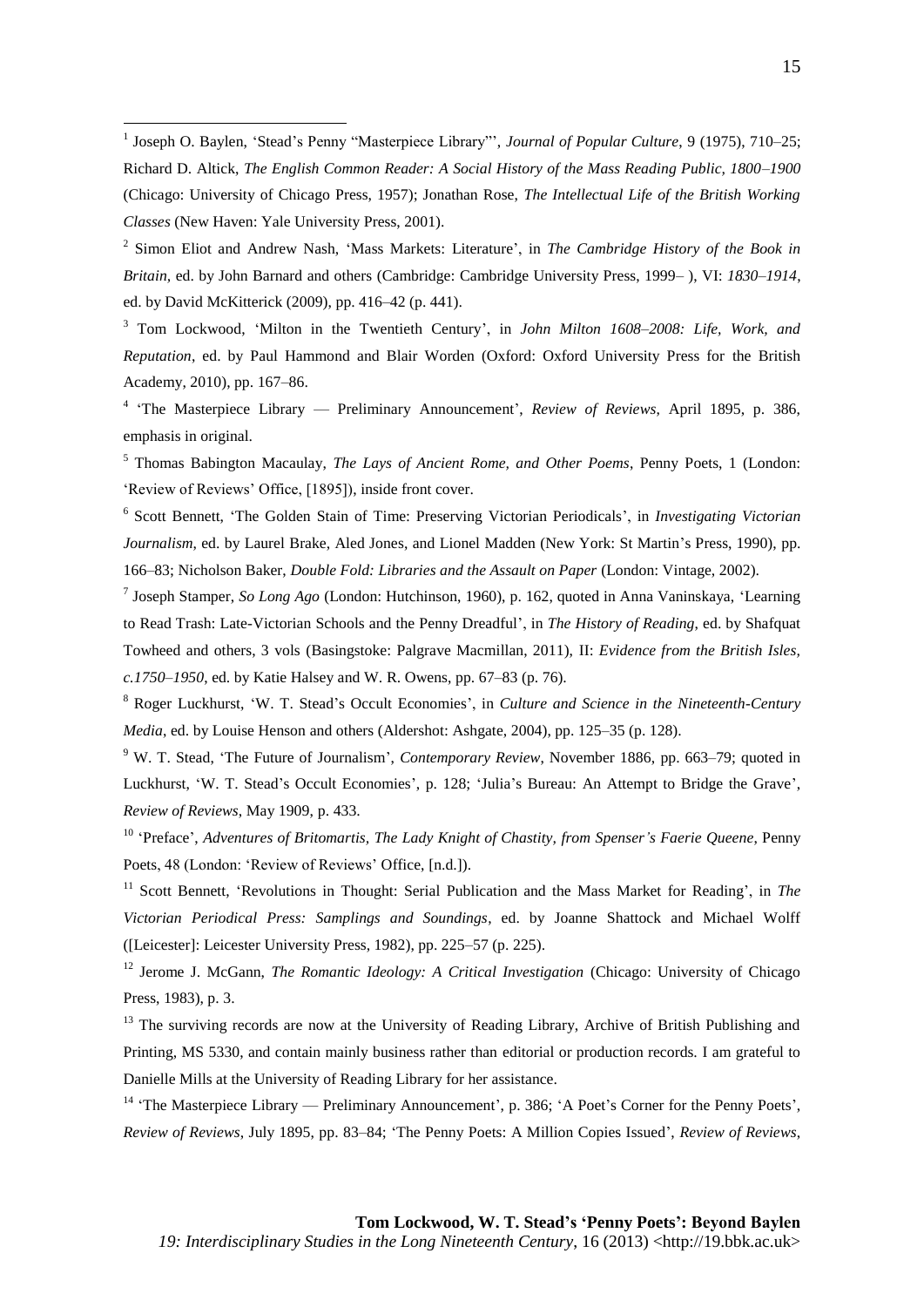[1] Joseph O. Baylen, 'Stead's Penny "Masterpiece Library"', *Journal of Popular Culture*, 9 (1975), 710–25; Richard D. Altick, *The English Common Reader: A Social History of the Mass Reading Public, 1800–1900* (Chicago: University of Chicago Press, 1957); Jonathan Rose, *The Intellectual Life of the British Working Classes* (New Haven: Yale University Press, 2001).

[2] Simon Eliot and Andrew Nash, 'Mass Markets: Literature', in *The Cambridge History of the Book in Britain*, ed. by John Barnard and others (Cambridge: Cambridge University Press, 1999– ), VI: *1830–1914*, ed. by David McKitterick (2009), pp. 416–42 (p. 441).

[3] Tom Lockwood, 'Milton in the Twentieth Century', in *John Milton 1608–2008: Life, Work, and Reputation*, ed. by Paul Hammond and Blair Worden (Oxford: Oxford University Press for the British Academy, 2010), pp. 167–86.

[4] 'The Masterpiece Library — Preliminary Announcement', *Review of Reviews*, April 1895, p. 386, emphasis in original.

[5] Thomas Babington Macaulay, *The Lays of Ancient Rome, and Other Poems*, Penny Poets, 1 (London: 'Review of Reviews' Office, [1895]), inside front cover.

[6] Scott Bennett, 'The Golden Stain of Time: Preserving Victorian Periodicals', in *Investigating Victorian Journalism*, ed. by Laurel Brake, Aled Jones, and Lionel Madden (New York: St Martin's Press, 1990), pp. 166–83; Nicholson Baker, *Double Fold: Libraries and the Assault on Paper* (London: Vintage, 2002).

[7] Joseph Stamper, *So Long Ago* (London: Hutchinson, 1960), p. 162, quoted in Anna Vaninskaya, 'Learning to Read Trash: Late-Victorian Schools and the Penny Dreadful', in *The History of Reading*, ed. by Shafquat Towheed and others, 3 vols (Basingstoke: Palgrave Macmillan, 2011), II: *Evidence from the British Isles, c.1750–1950*, ed. by Katie Halsey and W. R. Owens, pp. 67–83 (p. 76).

[8] Roger Luckhurst, 'W. T. Stead's Occult Economies', in *Culture and Science in the Nineteenth-Century Media*, ed. by Louise Henson and others (Aldershot: Ashgate, 2004), pp. 125–35 (p. 128).

[9] W. T. Stead, 'The Future of Journalism', *Contemporary Review*, November 1886, pp. 663–79; quoted in Luckhurst, 'W. T. Stead's Occult Economies', p. 128; 'Julia's Bureau: An Attempt to Bridge the Grave', *Review of Reviews*, May 1909, p. 433.

[10] 'Preface', *Adventures of Britomartis, The Lady Knight of Chastity, from Spenser's Faerie Queene*, Penny Poets, 48 (London: 'Review of Reviews' Office, [n.d.]).

[11] Scott Bennett, 'Revolutions in Thought: Serial Publication and the Mass Market for Reading', in *The Victorian Periodical Press: Samplings and Soundings*, ed. by Joanne Shattock and Michael Wolff ([Leicester]: Leicester University Press, 1982), pp. 225–57 (p. 225).

[12] Jerome J. McGann, *The Romantic Ideology: A Critical Investigation* (Chicago: University of Chicago Press, 1983), p. 3.

[13] The surviving records are now at the University of Reading Library, Archive of British Publishing and Printing, MS 5330, and contain mainly business rather than editorial or production records. I am grateful to Danielle Mills at the University of Reading Library for her assistance.

[14] 'The Masterpiece Library — Preliminary Announcement', p. 386; 'A Poet's Corner for the Penny Poets', *Review of Reviews*, July 1895, pp. 83–84; 'The Penny Poets: A Million Copies Issued', *Review of Reviews*,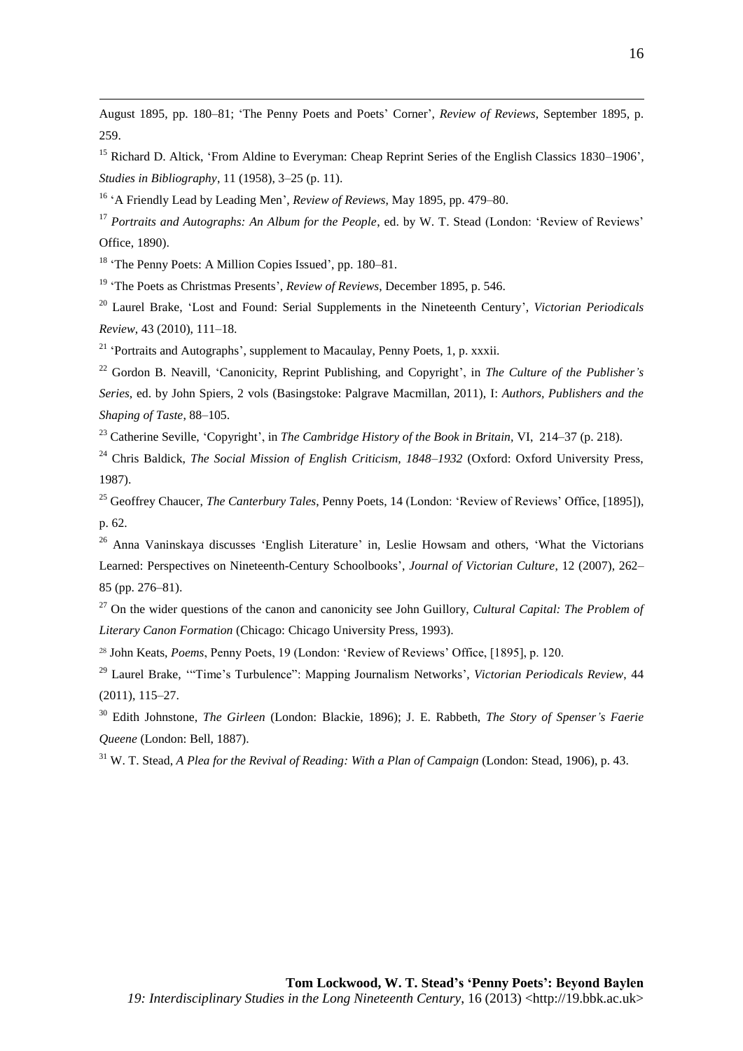August 1895, pp. 180–81; 'The Penny Poets and Poets' Corner', *Review of Reviews*, September 1895, p. 259.

[15] Richard D. Altick, 'From Aldine to Everyman: Cheap Reprint Series of the English Classics 1830–1906', *Studies in Bibliography*, 11 (1958), 3–25 (p. 11).

[16] 'A Friendly Lead by Leading Men', *Review of Reviews*, May 1895, pp. 479–80.

[17] *Portraits and Autographs: An Album for the People*, ed. by W. T. Stead (London: 'Review of Reviews' Office, 1890).

[18] 'The Penny Poets: A Million Copies Issued', pp. 180–81.

[19] 'The Poets as Christmas Presents', *Review of Reviews*, December 1895, p. 546.

[20] Laurel Brake, 'Lost and Found: Serial Supplements in the Nineteenth Century', *Victorian Periodicals Review*, 43 (2010), 111–18.

[21] 'Portraits and Autographs', supplement to Macaulay, Penny Poets, 1, p. xxxii.

[22] Gordon B. Neavill, 'Canonicity, Reprint Publishing, and Copyright', in *The Culture of the Publisher's Series*, ed. by John Spiers, 2 vols (Basingstoke: Palgrave Macmillan, 2011), I: *Authors, Publishers and the Shaping of Taste*, 88–105.

[23] Catherine Seville, 'Copyright', in *The Cambridge History of the Book in Britain*, VI, 214–37 (p. 218).

[24] Chris Baldick, *The Social Mission of English Criticism, 1848–1932* (Oxford: Oxford University Press, 1987).

[25] Geoffrey Chaucer, *The Canterbury Tales*, Penny Poets, 14 (London: 'Review of Reviews' Office, [1895]), p. 62.

[26] Anna Vaninskaya discusses 'English Literature' in, Leslie Howsam and others, 'What the Victorians Learned: Perspectives on Nineteenth-Century Schoolbooks', *Journal of Victorian Culture*, 12 (2007), 262–85 (pp. 276–81).

[27] On the wider questions of the canon and canonicity see John Guillory, *Cultural Capital: The Problem of Literary Canon Formation* (Chicago: Chicago University Press, 1993).

[28] John Keats, *Poems*, Penny Poets, 19 (London: 'Review of Reviews' Office, [1895], p. 120.

[29] Laurel Brake, '"Time's Turbulence": Mapping Journalism Networks', *Victorian Periodicals Review*, 44 (2011), 115–27.

[30] Edith Johnstone, *The Girleen* (London: Blackie, 1896); J. E. Rabbeth, *The Story of Spenser's Faerie Queene* (London: Bell, 1887).

[31] W. T. Stead, *A Plea for the Revival of Reading: With a Plan of Campaign* (London: Stead, 1906), p. 43.